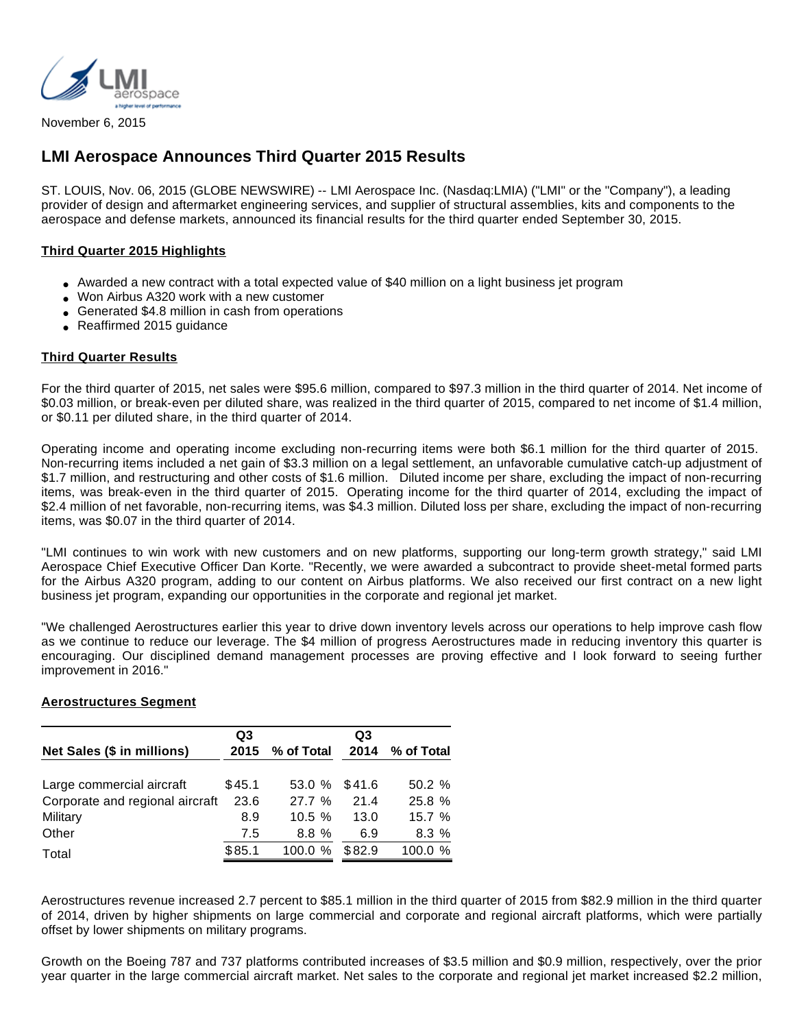November 6, 2015

# LMI Aerospace Announces Third Quarter 2015 Results

ST. LOUIS, Nov. 06, 2015 (GLOBE NEWSWIRE) -- LMI Aerospace Inc. (Nasdaq:LMIA) ("LMI" or the "Company"), a leading provider of design and aftermarket engineering services, and supplier of structural assemblies, kits and components to the aerospace and defense markets, announced its financial results for the third quarter ended September 30, 2015.

## Third Quarter 2015 Highlights

- Awarded a new contract with a total expected value of $40 million on a light business jet program
- Won Airbus A320 work with a new customer
- Generated $4.8 million in cash from operations
- Reaffirmed 2015 guidance

## Third Quarter Results

For the third quarter of 2015, net sales were $95.6 million, compared to $97.3 million in the third quarter of 2014. Net income of $0.03 million, or break-even per diluted share, was realized in the third quarter of 2015, compared to net income of $1.4 million, or $0.11 per diluted share, in the third quarter of 2014.

Operating income and operating income excluding non-recurring items were both $6.1 million for the third quarter of 2015. Non-recurring items included a net gain of $3.3 million on a legal settlement, an unfavorable cumulative catch-up adjustment of $1.7 million, and restructuring and other costs of $1.6 million. Diluted income per share, excluding the impact of non-recurring items, was break-even in the third quarter of 2015. Operating income for the third quarter of 2014, excluding the impact of $2.4 million of net favorable, non-recurring items, was $4.3 million. Diluted loss per share, excluding the impact of non-recurring items, was $0.07 in the third quarter of 2014.

"LMI continues to win work with new customers and on new platforms, supporting our long-term growth strategy," said LMI Aerospace Chief Executive Officer Dan Korte. "Recently, we were awarded a subcontract to provide sheet-metal formed parts for the Airbus A320 program, adding to our content on Airbus platforms. We also received our first contract on a new light business jet program, expanding our opportunities in the corporate and regional jet market.

"We challenged Aerostructures earlier this year to drive down inventory levels across our operations to help improve cash flow as we continue to reduce our leverage. The $4 million of progress Aerostructures made in reducing inventory this quarter is encouraging. Our disciplined demand management processes are proving effective and I look forward to seeing further improvement in 2016."

## Aerostructures Segment

| Net Sales ($ in millions) | Q3 2015 | % of Total | Q3 2014 | % of Total |
|---|---|---|---|---|
| Large commercial aircraft | $45.1 | 53.0 % | $41.6 | 50.2 % |
| Corporate and regional aircraft | 23.6 | 27.7 % | 21.4 | 25.8 % |
| Military | 8.9 | 10.5 % | 13.0 | 15.7 % |
| Other | 7.5 | 8.8 % | 6.9 | 8.3 % |
| Total | $85.1 | 100.0 % | $82.9 | 100.0 % |

Aerostructures revenue increased 2.7 percent to $85.1 million in the third quarter of 2015 from $82.9 million in the third quarter of 2014, driven by higher shipments on large commercial and corporate and regional aircraft platforms, which were partially offset by lower shipments on military programs.

Growth on the Boeing 787 and 737 platforms contributed increases of $3.5 million and $0.9 million, respectively, over the prior year quarter in the large commercial aircraft market. Net sales to the corporate and regional jet market increased $2.2 million,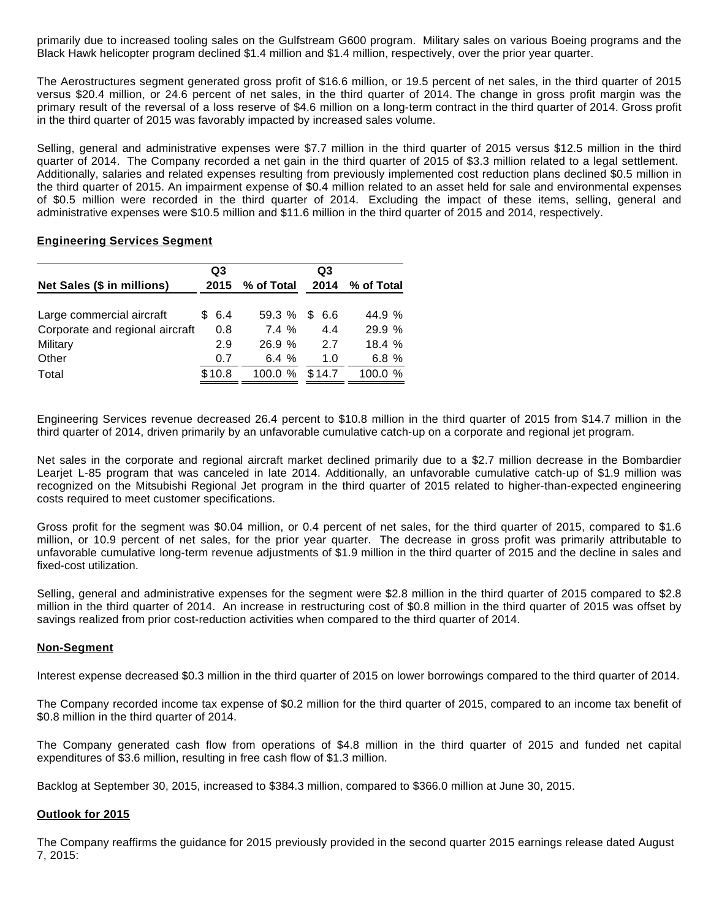primarily due to increased tooling sales on the Gulfstream G600 program. Military sales on various Boeing programs and the Black Hawk helicopter program declined $1.4 million and $1.4 million, respectively, over the prior year quarter.

The Aerostructures segment generated gross profit of $16.6 million, or 19.5 percent of net sales, in the third quarter of 2015 versus $20.4 million, or 24.6 percent of net sales, in the third quarter of 2014. The change in gross profit margin was the primary result of the reversal of a loss reserve of $4.6 million on a long-term contract in the third quarter of 2014. Gross profit in the third quarter of 2015 was favorably impacted by increased sales volume.

Selling, general and administrative expenses were $7.7 million in the third quarter of 2015 versus $12.5 million in the third quarter of 2014. The Company recorded a net gain in the third quarter of 2015 of $3.3 million related to a legal settlement. Additionally, salaries and related expenses resulting from previously implemented cost reduction plans declined $0.5 million in the third quarter of 2015. An impairment expense of $0.4 million related to an asset held for sale and environmental expenses of $0.5 million were recorded in the third quarter of 2014. Excluding the impact of these items, selling, general and administrative expenses were $10.5 million and $11.6 million in the third quarter of 2015 and 2014, respectively.

**Engineering Services Segment**

| Net Sales ($ in millions) | Q3 2015 | % of Total | Q3 2014 | % of Total |
|---|---|---|---|---|
| Large commercial aircraft | $ 6.4 | 59.3 % | $ 6.6 | 44.9 % |
| Corporate and regional aircraft | 0.8 | 7.4 % | 4.4 | 29.9 % |
| Military | 2.9 | 26.9 % | 2.7 | 18.4 % |
| Other | 0.7 | 6.4 % | 1.0 | 6.8 % |
| Total | $10.8 | 100.0 % | $14.7 | 100.0 % |

Engineering Services revenue decreased 26.4 percent to $10.8 million in the third quarter of 2015 from $14.7 million in the third quarter of 2014, driven primarily by an unfavorable cumulative catch-up on a corporate and regional jet program.

Net sales in the corporate and regional aircraft market declined primarily due to a $2.7 million decrease in the Bombardier Learjet L-85 program that was canceled in late 2014. Additionally, an unfavorable cumulative catch-up of $1.9 million was recognized on the Mitsubishi Regional Jet program in the third quarter of 2015 related to higher-than-expected engineering costs required to meet customer specifications.

Gross profit for the segment was $0.04 million, or 0.4 percent of net sales, for the third quarter of 2015, compared to $1.6 million, or 10.9 percent of net sales, for the prior year quarter. The decrease in gross profit was primarily attributable to unfavorable cumulative long-term revenue adjustments of $1.9 million in the third quarter of 2015 and the decline in sales and fixed-cost utilization.

Selling, general and administrative expenses for the segment were $2.8 million in the third quarter of 2015 compared to $2.8 million in the third quarter of 2014. An increase in restructuring cost of $0.8 million in the third quarter of 2015 was offset by savings realized from prior cost-reduction activities when compared to the third quarter of 2014.

**Non-Segment**

Interest expense decreased $0.3 million in the third quarter of 2015 on lower borrowings compared to the third quarter of 2014.

The Company recorded income tax expense of $0.2 million for the third quarter of 2015, compared to an income tax benefit of $0.8 million in the third quarter of 2014.

The Company generated cash flow from operations of $4.8 million in the third quarter of 2015 and funded net capital expenditures of $3.6 million, resulting in free cash flow of $1.3 million.

Backlog at September 30, 2015, increased to $384.3 million, compared to $366.0 million at June 30, 2015.

**Outlook for 2015**

The Company reaffirms the guidance for 2015 previously provided in the second quarter 2015 earnings release dated August 7, 2015: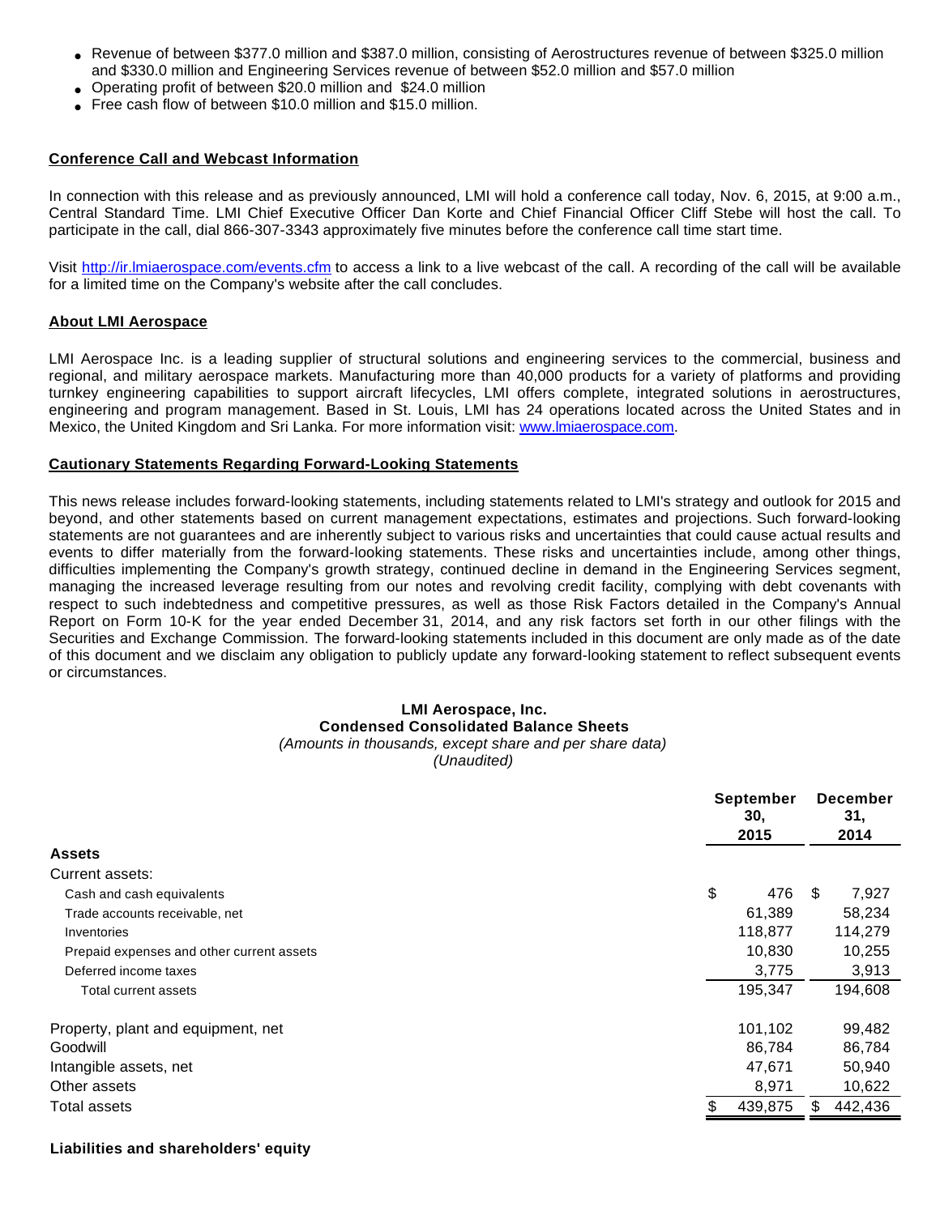- Revenue of between $377.0 million and $387.0 million, consisting of Aerostructures revenue of between $325.0 million and $330.0 million and Engineering Services revenue of between $52.0 million and $57.0 million
- Operating profit of between $20.0 million and $24.0 million
- Free cash flow of between $10.0 million and $15.0 million.

**Conference Call and Webcast Information**

In connection with this release and as previously announced, LMI will hold a conference call today, Nov. 6, 2015, at 9:00 a.m., Central Standard Time. LMI Chief Executive Officer Dan Korte and Chief Financial Officer Cliff Stebe will host the call. To participate in the call, dial 866-307-3343 approximately five minutes before the conference call time start time.

Visit http://ir.lmiaerospace.com/events.cfm to access a link to a live webcast of the call. A recording of the call will be available for a limited time on the Company's website after the call concludes.

**About LMI Aerospace**

LMI Aerospace Inc. is a leading supplier of structural solutions and engineering services to the commercial, business and regional, and military aerospace markets. Manufacturing more than 40,000 products for a variety of platforms and providing turnkey engineering capabilities to support aircraft lifecycles, LMI offers complete, integrated solutions in aerostructures, engineering and program management. Based in St. Louis, LMI has 24 operations located across the United States and in Mexico, the United Kingdom and Sri Lanka. For more information visit: www.lmiaerospace.com.

**Cautionary Statements Regarding Forward-Looking Statements**

This news release includes forward-looking statements, including statements related to LMI's strategy and outlook for 2015 and beyond, and other statements based on current management expectations, estimates and projections. Such forward-looking statements are not guarantees and are inherently subject to various risks and uncertainties that could cause actual results and events to differ materially from the forward-looking statements. These risks and uncertainties include, among other things, difficulties implementing the Company's growth strategy, continued decline in demand in the Engineering Services segment, managing the increased leverage resulting from our notes and revolving credit facility, complying with debt covenants with respect to such indebtedness and competitive pressures, as well as those Risk Factors detailed in the Company's Annual Report on Form 10-K for the year ended December 31, 2014, and any risk factors set forth in our other filings with the Securities and Exchange Commission. The forward-looking statements included in this document are only made as of the date of this document and we disclaim any obligation to publicly update any forward-looking statement to reflect subsequent events or circumstances.

**LMI Aerospace, Inc.**
**Condensed Consolidated Balance Sheets**
*(Amounts in thousands, except share and per share data)*
*(Unaudited)*

| | September 30, 2015 | December 31, 2014 |
|---|---|---|
| **Assets** | | |
| Current assets: | | |
| Cash and cash equivalents | $ 476 | $ 7,927 |
| Trade accounts receivable, net | 61,389 | 58,234 |
| Inventories | 118,877 | 114,279 |
| Prepaid expenses and other current assets | 10,830 | 10,255 |
| Deferred income taxes | 3,775 | 3,913 |
| Total current assets | 195,347 | 194,608 |
| Property, plant and equipment, net | 101,102 | 99,482 |
| Goodwill | 86,784 | 86,784 |
| Intangible assets, net | 47,671 | 50,940 |
| Other assets | 8,971 | 10,622 |
| Total assets | $ 439,875 | $ 442,436 |

**Liabilities and shareholders' equity**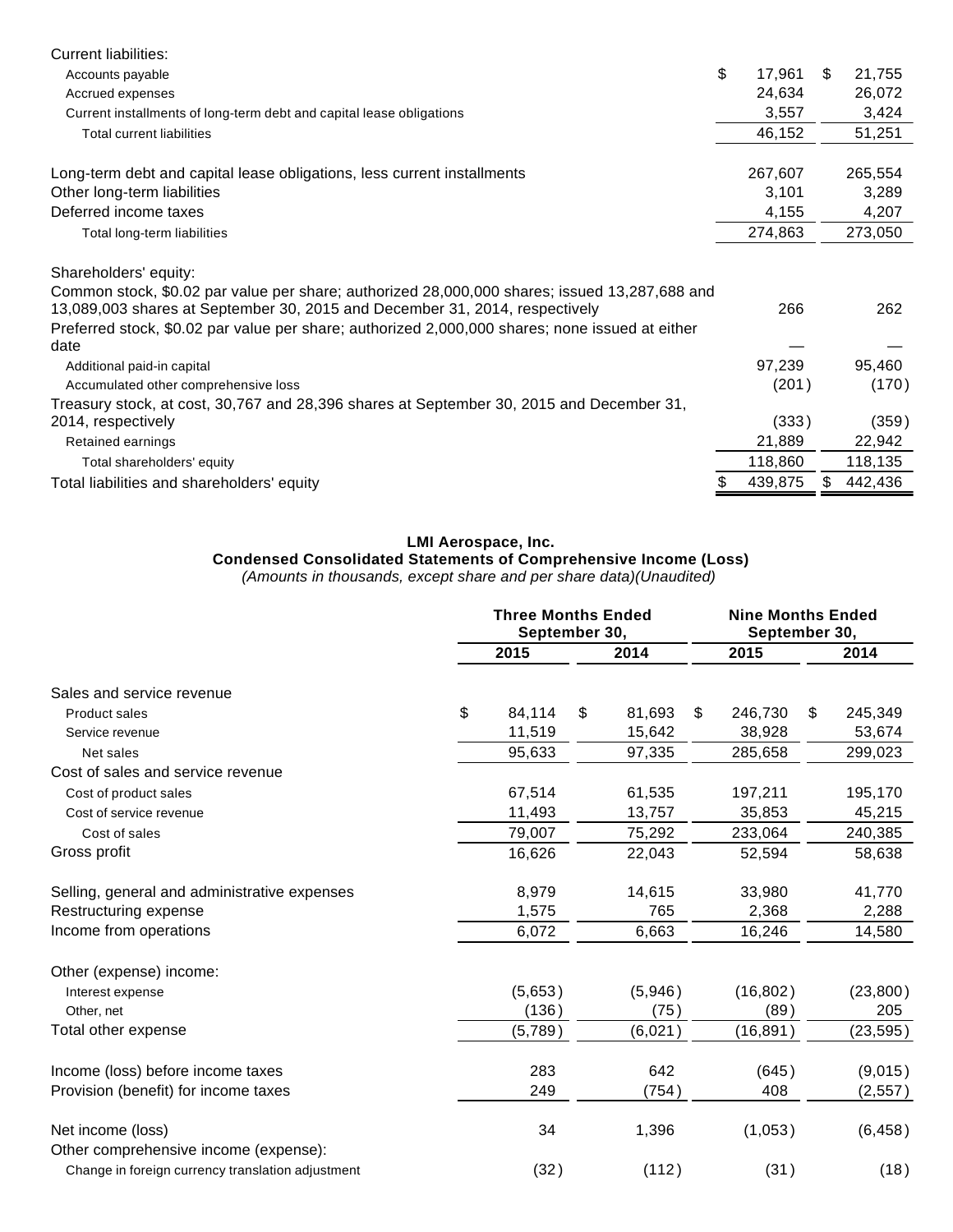| | September 30, 2015 | December 31, 2014 |
|---|---|---|
| Current liabilities: | | |
| Accounts payable | $ 17,961 | $ 21,755 |
| Accrued expenses | 24,634 | 26,072 |
| Current installments of long-term debt and capital lease obligations | 3,557 | 3,424 |
| Total current liabilities | 46,152 | 51,251 |
| | | |
| Long-term debt and capital lease obligations, less current installments | 267,607 | 265,554 |
| Other long-term liabilities | 3,101 | 3,289 |
| Deferred income taxes | 4,155 | 4,207 |
| Total long-term liabilities | 274,863 | 273,050 |
| | | |
| Shareholders' equity: | | |
| Common stock, $0.02 par value per share; authorized 28,000,000 shares; issued 13,287,688 and 13,089,003 shares at September 30, 2015 and December 31, 2014, respectively | 266 | 262 |
| Preferred stock, $0.02 par value per share; authorized 2,000,000 shares; none issued at either date | — | — |
| Additional paid-in capital | 97,239 | 95,460 |
| Accumulated other comprehensive loss | (201) | (170) |
| Treasury stock, at cost, 30,767 and 28,396 shares at September 30, 2015 and December 31, 2014, respectively | (333) | (359) |
| Retained earnings | 21,889 | 22,942 |
| Total shareholders' equity | 118,860 | 118,135 |
| Total liabilities and shareholders' equity | $ 439,875 | $ 442,436 |

**LMI Aerospace, Inc.**
**Condensed Consolidated Statements of Comprehensive Income (Loss)**
*(Amounts in thousands, except share and per share data)(Unaudited)*

| | Three Months Ended September 30, | | Nine Months Ended September 30, | |
|---|---|---|---|---|
| | 2015 | 2014 | 2015 | 2014 |
| Sales and service revenue | | | | |
| Product sales | $ 84,114 | $ 81,693 | $ 246,730 | $ 245,349 |
| Service revenue | 11,519 | 15,642 | 38,928 | 53,674 |
| Net sales | 95,633 | 97,335 | 285,658 | 299,023 |
| Cost of sales and service revenue | | | | |
| Cost of product sales | 67,514 | 61,535 | 197,211 | 195,170 |
| Cost of service revenue | 11,493 | 13,757 | 35,853 | 45,215 |
| Cost of sales | 79,007 | 75,292 | 233,064 | 240,385 |
| Gross profit | 16,626 | 22,043 | 52,594 | 58,638 |
| | | | | |
| Selling, general and administrative expenses | 8,979 | 14,615 | 33,980 | 41,770 |
| Restructuring expense | 1,575 | 765 | 2,368 | 2,288 |
| Income from operations | 6,072 | 6,663 | 16,246 | 14,580 |
| | | | | |
| Other (expense) income: | | | | |
| Interest expense | (5,653) | (5,946) | (16,802) | (23,800) |
| Other, net | (136) | (75) | (89) | 205 |
| Total other expense | (5,789) | (6,021) | (16,891) | (23,595) |
| | | | | |
| Income (loss) before income taxes | 283 | 642 | (645) | (9,015) |
| Provision (benefit) for income taxes | 249 | (754) | 408 | (2,557) |
| | | | | |
| Net income (loss) | 34 | 1,396 | (1,053) | (6,458) |
| Other comprehensive income (expense): | | | | |
| Change in foreign currency translation adjustment | (32) | (112) | (31) | (18) |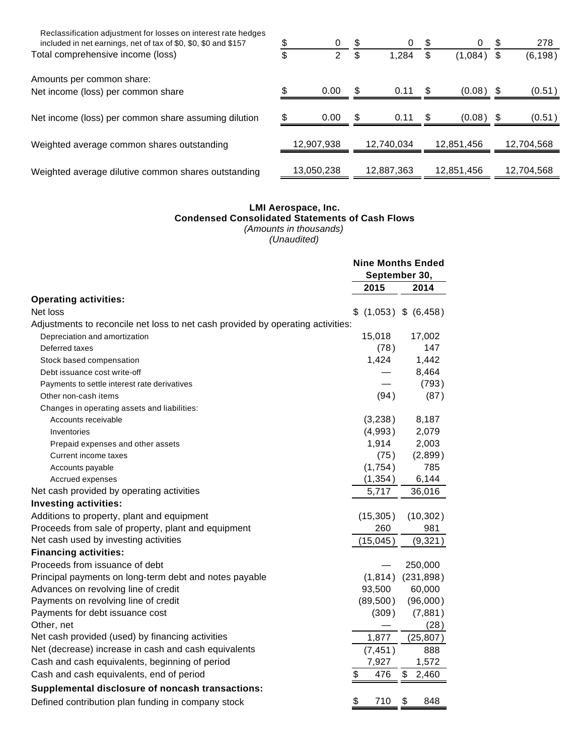| | | | | |
|---|---|---|---|---|
| Reclassification adjustment for losses on interest rate hedges included in net earnings, net of tax of \$0, \$0, \$0 and \$157 | \$ 0 | \$ 0 | \$ 0 | \$ 278 |
| Total comprehensive income (loss) | \$ 2 | \$ 1,284 | \$ (1,084) | \$ (6,198) |
| Amounts per common share: | | | | |
| Net income (loss) per common share | \$ 0.00 | \$ 0.11 | \$ (0.08) | \$ (0.51) |
| Net income (loss) per common share assuming dilution | \$ 0.00 | \$ 0.11 | \$ (0.08) | \$ (0.51) |
| Weighted average common shares outstanding | 12,907,938 | 12,740,034 | 12,851,456 | 12,704,568 |
| Weighted average dilutive common shares outstanding | 13,050,238 | 12,887,363 | 12,851,456 | 12,704,568 |

**LMI Aerospace, Inc.**
**Condensed Consolidated Statements of Cash Flows**
*(Amounts in thousands)*
*(Unaudited)*

| | Nine Months Ended September 30, | |
|---|---|---|
| | 2015 | 2014 |
| **Operating activities:** | | |
| Net loss | \$ (1,053) | \$ (6,458) |
| Adjustments to reconcile net loss to net cash provided by operating activities: | | |
| Depreciation and amortization | 15,018 | 17,002 |
| Deferred taxes | (78) | 147 |
| Stock based compensation | 1,424 | 1,442 |
| Debt issuance cost write-off | — | 8,464 |
| Payments to settle interest rate derivatives | — | (793) |
| Other non-cash items | (94) | (87) |
| Changes in operating assets and liabilities: | | |
| Accounts receivable | (3,238) | 8,187 |
| Inventories | (4,993) | 2,079 |
| Prepaid expenses and other assets | 1,914 | 2,003 |
| Current income taxes | (75) | (2,899) |
| Accounts payable | (1,754) | 785 |
| Accrued expenses | (1,354) | 6,144 |
| Net cash provided by operating activities | 5,717 | 36,016 |
| **Investing activities:** | | |
| Additions to property, plant and equipment | (15,305) | (10,302) |
| Proceeds from sale of property, plant and equipment | 260 | 981 |
| Net cash used by investing activities | (15,045) | (9,321) |
| **Financing activities:** | | |
| Proceeds from issuance of debt | — | 250,000 |
| Principal payments on long-term debt and notes payable | (1,814) | (231,898) |
| Advances on revolving line of credit | 93,500 | 60,000 |
| Payments on revolving line of credit | (89,500) | (96,000) |
| Payments for debt issuance cost | (309) | (7,881) |
| Other, net | — | (28) |
| Net cash provided (used) by financing activities | 1,877 | (25,807) |
| Net (decrease) increase in cash and cash equivalents | (7,451) | 888 |
| Cash and cash equivalents, beginning of period | 7,927 | 1,572 |
| Cash and cash equivalents, end of period | \$ 476 | \$ 2,460 |
| **Supplemental disclosure of noncash transactions:** | | |
| Defined contribution plan funding in company stock | \$ 710 | \$ 848 |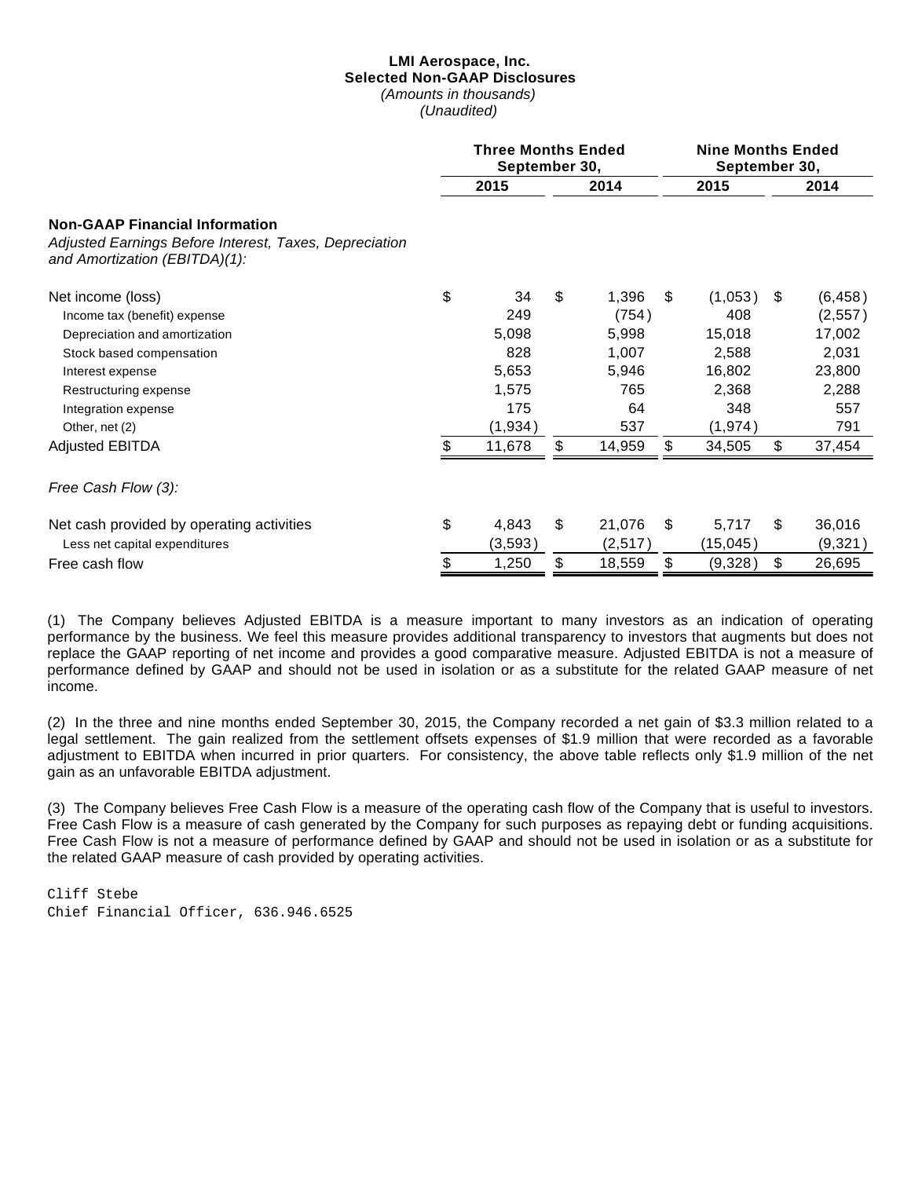**LMI Aerospace, Inc.**
**Selected Non-GAAP Disclosures**
*(Amounts in thousands)*
*(Unaudited)*

| | Three Months Ended September 30, | | Nine Months Ended September 30, | |
|---|---|---|---|---|
| | 2015 | 2014 | 2015 | 2014 |
| **Non-GAAP Financial Information** | | | | |
| *Adjusted Earnings Before Interest, Taxes, Depreciation and Amortization (EBITDA)(1):* | | | | |
| Net income (loss) | $ 34 | $ 1,396 | $ (1,053) | $ (6,458) |
| Income tax (benefit) expense | 249 | (754) | 408 | (2,557) |
| Depreciation and amortization | 5,098 | 5,998 | 15,018 | 17,002 |
| Stock based compensation | 828 | 1,007 | 2,588 | 2,031 |
| Interest expense | 5,653 | 5,946 | 16,802 | 23,800 |
| Restructuring expense | 1,575 | 765 | 2,368 | 2,288 |
| Integration expense | 175 | 64 | 348 | 557 |
| Other, net (2) | (1,934) | 537 | (1,974) | 791 |
| Adjusted EBITDA | $ 11,678 | $ 14,959 | $ 34,505 | $ 37,454 |
| *Free Cash Flow (3):* | | | | |
| Net cash provided by operating activities | $ 4,843 | $ 21,076 | $ 5,717 | $ 36,016 |
| Less net capital expenditures | (3,593) | (2,517) | (15,045) | (9,321) |
| Free cash flow | $ 1,250 | $ 18,559 | $ (9,328) | $ 26,695 |

(1) The Company believes Adjusted EBITDA is a measure important to many investors as an indication of operating performance by the business. We feel this measure provides additional transparency to investors that augments but does not replace the GAAP reporting of net income and provides a good comparative measure. Adjusted EBITDA is not a measure of performance defined by GAAP and should not be used in isolation or as a substitute for the related GAAP measure of net income.

(2) In the three and nine months ended September 30, 2015, the Company recorded a net gain of $3.3 million related to a legal settlement. The gain realized from the settlement offsets expenses of $1.9 million that were recorded as a favorable adjustment to EBITDA when incurred in prior quarters. For consistency, the above table reflects only $1.9 million of the net gain as an unfavorable EBITDA adjustment.

(3) The Company believes Free Cash Flow is a measure of the operating cash flow of the Company that is useful to investors. Free Cash Flow is a measure of cash generated by the Company for such purposes as repaying debt or funding acquisitions. Free Cash Flow is not a measure of performance defined by GAAP and should not be used in isolation or as a substitute for the related GAAP measure of cash provided by operating activities.

Cliff Stebe
Chief Financial Officer, 636.946.6525